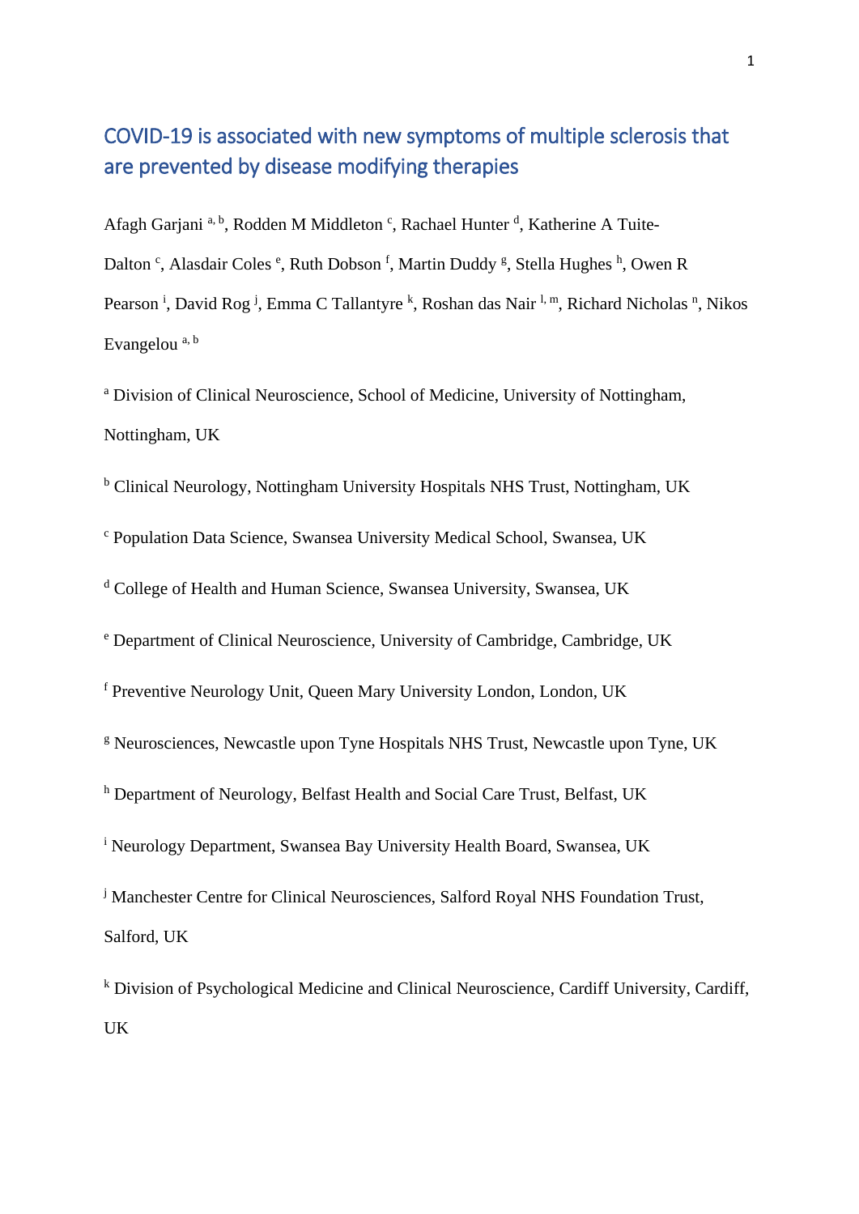# COVID-19 is associated with new symptoms of multiple sclerosis that are prevented by disease modifying therapies

Afagh Garjani [a, b], Rodden M Middleton [c], Rachael Hunter [d], Katherine A Tuite-Dalton [c], Alasdair Coles [e], Ruth Dobson [f], Martin Duddy [g], Stella Hughes [h], Owen R Pearson [i], David Rog [j], Emma C Tallantyre [k], Roshan das Nair [l, m], Richard Nicholas [n], Nikos Evangelou [a, b]

[a] Division of Clinical Neuroscience, School of Medicine, University of Nottingham, Nottingham, UK

[b] Clinical Neurology, Nottingham University Hospitals NHS Trust, Nottingham, UK

[c] Population Data Science, Swansea University Medical School, Swansea, UK

[d] College of Health and Human Science, Swansea University, Swansea, UK

[e] Department of Clinical Neuroscience, University of Cambridge, Cambridge, UK

[f] Preventive Neurology Unit, Queen Mary University London, London, UK

[g] Neurosciences, Newcastle upon Tyne Hospitals NHS Trust, Newcastle upon Tyne, UK

[h] Department of Neurology, Belfast Health and Social Care Trust, Belfast, UK

[i] Neurology Department, Swansea Bay University Health Board, Swansea, UK

[j] Manchester Centre for Clinical Neurosciences, Salford Royal NHS Foundation Trust, Salford, UK

[k] Division of Psychological Medicine and Clinical Neuroscience, Cardiff University, Cardiff, UK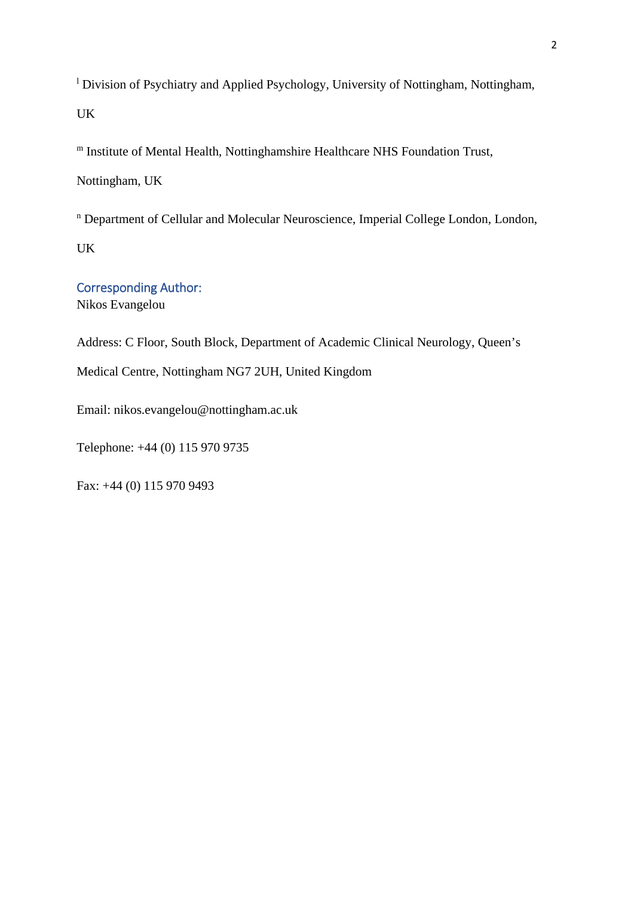[l] Division of Psychiatry and Applied Psychology, University of Nottingham, Nottingham, UK

[m] Institute of Mental Health, Nottinghamshire Healthcare NHS Foundation Trust, Nottingham, UK

[n] Department of Cellular and Molecular Neuroscience, Imperial College London, London, UK

## Corresponding Author:

Nikos Evangelou

Address: C Floor, South Block, Department of Academic Clinical Neurology, Queen's Medical Centre, Nottingham NG7 2UH, United Kingdom

Email: nikos.evangelou@nottingham.ac.uk

Telephone: +44 (0) 115 970 9735

Fax: +44 (0) 115 970 9493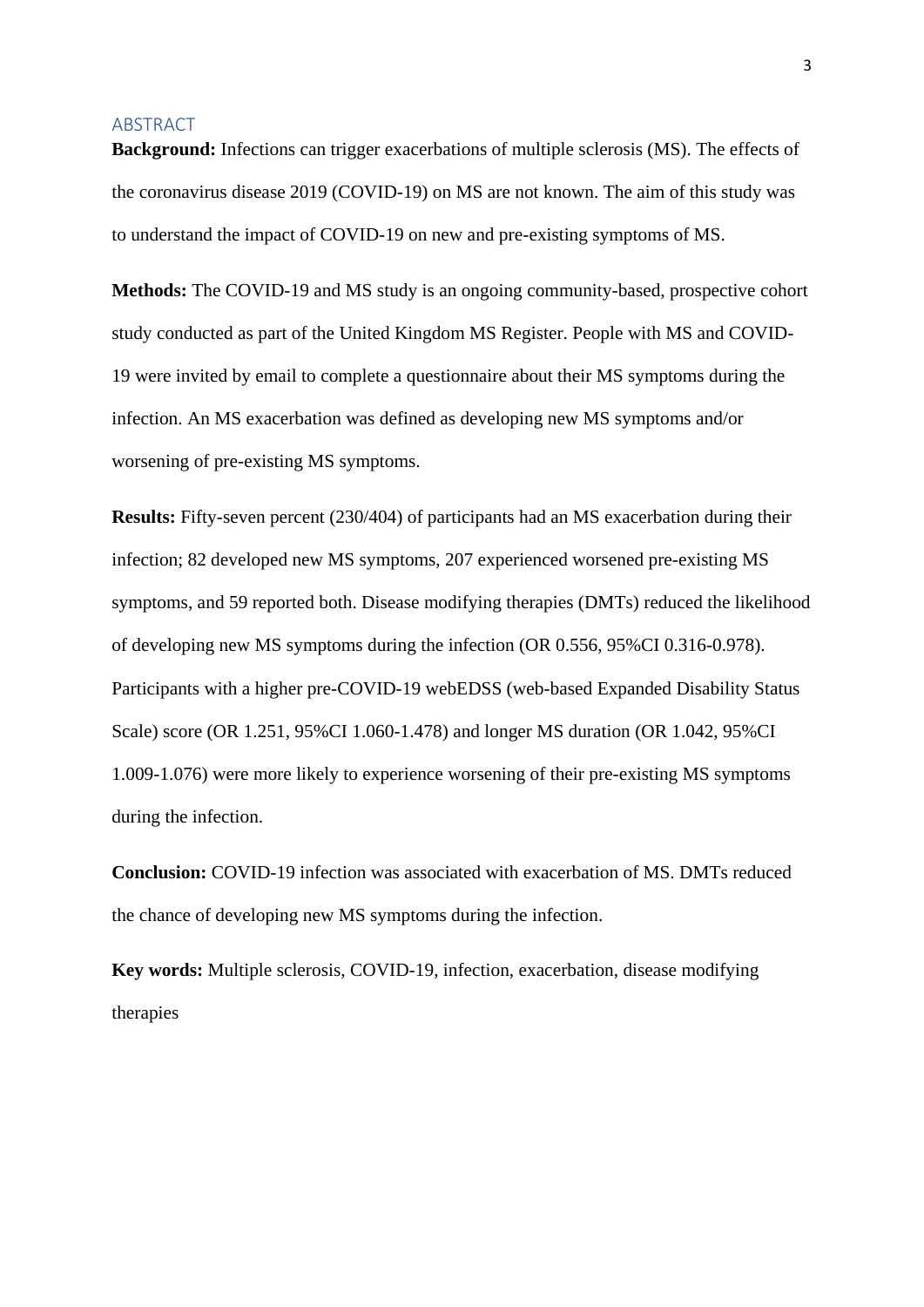## ABSTRACT

**Background:** Infections can trigger exacerbations of multiple sclerosis (MS). The effects of the coronavirus disease 2019 (COVID-19) on MS are not known. The aim of this study was to understand the impact of COVID-19 on new and pre-existing symptoms of MS.

**Methods:** The COVID-19 and MS study is an ongoing community-based, prospective cohort study conducted as part of the United Kingdom MS Register. People with MS and COVID-19 were invited by email to complete a questionnaire about their MS symptoms during the infection. An MS exacerbation was defined as developing new MS symptoms and/or worsening of pre-existing MS symptoms.

**Results:** Fifty-seven percent (230/404) of participants had an MS exacerbation during their infection; 82 developed new MS symptoms, 207 experienced worsened pre-existing MS symptoms, and 59 reported both. Disease modifying therapies (DMTs) reduced the likelihood of developing new MS symptoms during the infection (OR 0.556, 95%CI 0.316-0.978). Participants with a higher pre-COVID-19 webEDSS (web-based Expanded Disability Status Scale) score (OR 1.251, 95%CI 1.060-1.478) and longer MS duration (OR 1.042, 95%CI 1.009-1.076) were more likely to experience worsening of their pre-existing MS symptoms during the infection.

**Conclusion:** COVID-19 infection was associated with exacerbation of MS. DMTs reduced the chance of developing new MS symptoms during the infection.

**Key words:** Multiple sclerosis, COVID-19, infection, exacerbation, disease modifying therapies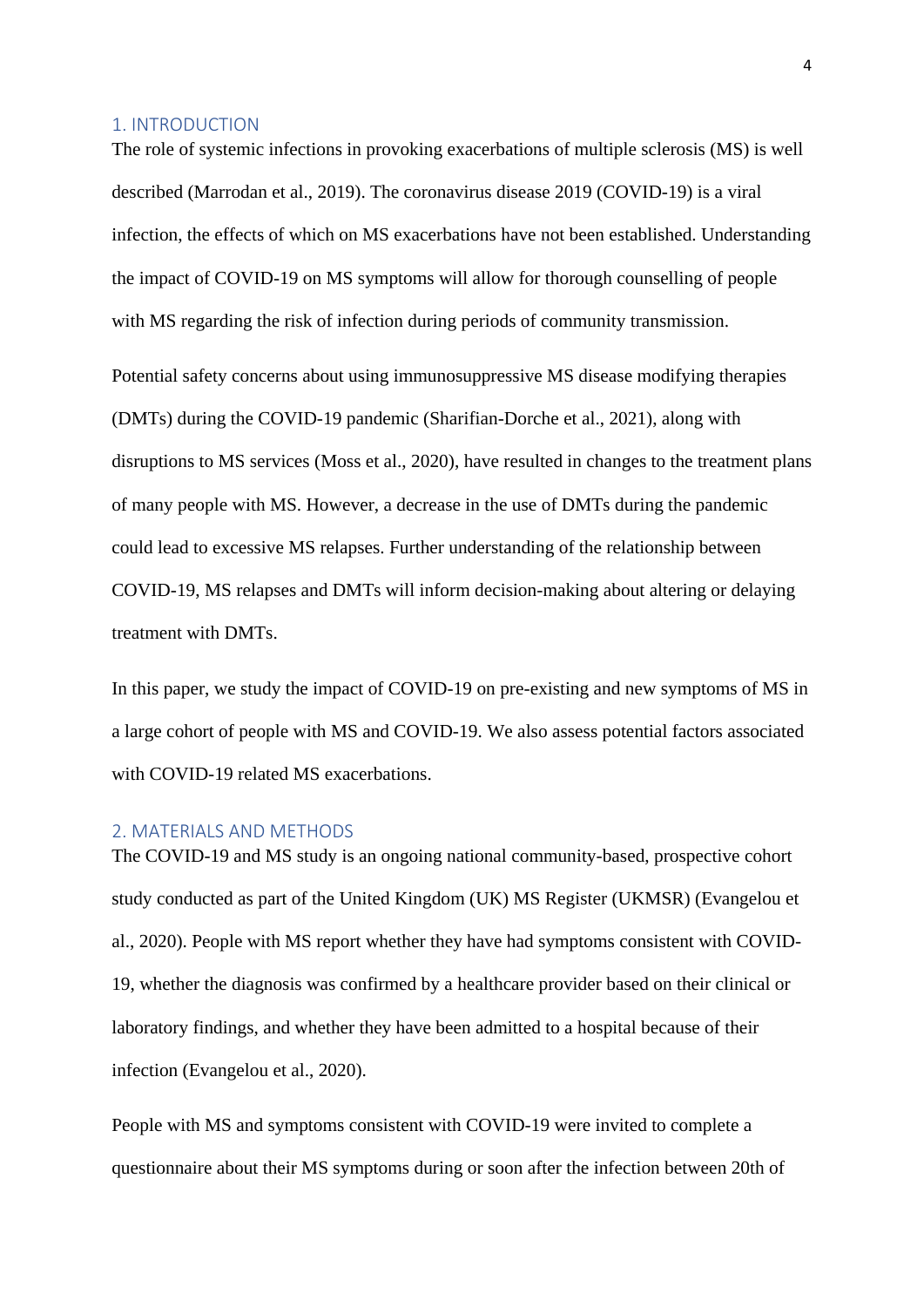## 1. INTRODUCTION

The role of systemic infections in provoking exacerbations of multiple sclerosis (MS) is well described (Marrodan et al., 2019). The coronavirus disease 2019 (COVID-19) is a viral infection, the effects of which on MS exacerbations have not been established. Understanding the impact of COVID-19 on MS symptoms will allow for thorough counselling of people with MS regarding the risk of infection during periods of community transmission.

Potential safety concerns about using immunosuppressive MS disease modifying therapies (DMTs) during the COVID-19 pandemic (Sharifian-Dorche et al., 2021), along with disruptions to MS services (Moss et al., 2020), have resulted in changes to the treatment plans of many people with MS. However, a decrease in the use of DMTs during the pandemic could lead to excessive MS relapses. Further understanding of the relationship between COVID-19, MS relapses and DMTs will inform decision-making about altering or delaying treatment with DMTs.

In this paper, we study the impact of COVID-19 on pre-existing and new symptoms of MS in a large cohort of people with MS and COVID-19. We also assess potential factors associated with COVID-19 related MS exacerbations.

## 2. MATERIALS AND METHODS

The COVID-19 and MS study is an ongoing national community-based, prospective cohort study conducted as part of the United Kingdom (UK) MS Register (UKMSR) (Evangelou et al., 2020). People with MS report whether they have had symptoms consistent with COVID-19, whether the diagnosis was confirmed by a healthcare provider based on their clinical or laboratory findings, and whether they have been admitted to a hospital because of their infection (Evangelou et al., 2020).

People with MS and symptoms consistent with COVID-19 were invited to complete a questionnaire about their MS symptoms during or soon after the infection between 20th of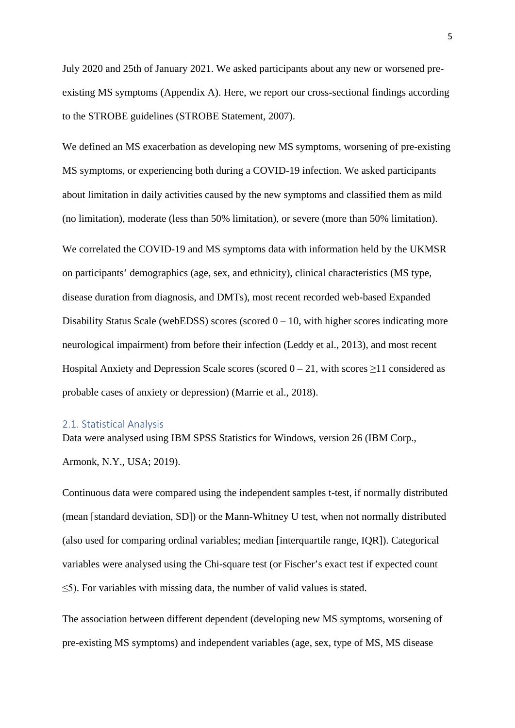July 2020 and 25th of January 2021. We asked participants about any new or worsened pre-existing MS symptoms (Appendix A). Here, we report our cross-sectional findings according to the STROBE guidelines (STROBE Statement, 2007).

We defined an MS exacerbation as developing new MS symptoms, worsening of pre-existing MS symptoms, or experiencing both during a COVID-19 infection. We asked participants about limitation in daily activities caused by the new symptoms and classified them as mild (no limitation), moderate (less than 50% limitation), or severe (more than 50% limitation).

We correlated the COVID-19 and MS symptoms data with information held by the UKMSR on participants' demographics (age, sex, and ethnicity), clinical characteristics (MS type, disease duration from diagnosis, and DMTs), most recent recorded web-based Expanded Disability Status Scale (webEDSS) scores (scored 0 – 10, with higher scores indicating more neurological impairment) from before their infection (Leddy et al., 2013), and most recent Hospital Anxiety and Depression Scale scores (scored 0 – 21, with scores ≥11 considered as probable cases of anxiety or depression) (Marrie et al., 2018).

## 2.1. Statistical Analysis

Data were analysed using IBM SPSS Statistics for Windows, version 26 (IBM Corp., Armonk, N.Y., USA; 2019).

Continuous data were compared using the independent samples t-test, if normally distributed (mean [standard deviation, SD]) or the Mann-Whitney U test, when not normally distributed (also used for comparing ordinal variables; median [interquartile range, IQR]). Categorical variables were analysed using the Chi-square test (or Fischer's exact test if expected count ≤5). For variables with missing data, the number of valid values is stated.

The association between different dependent (developing new MS symptoms, worsening of pre-existing MS symptoms) and independent variables (age, sex, type of MS, MS disease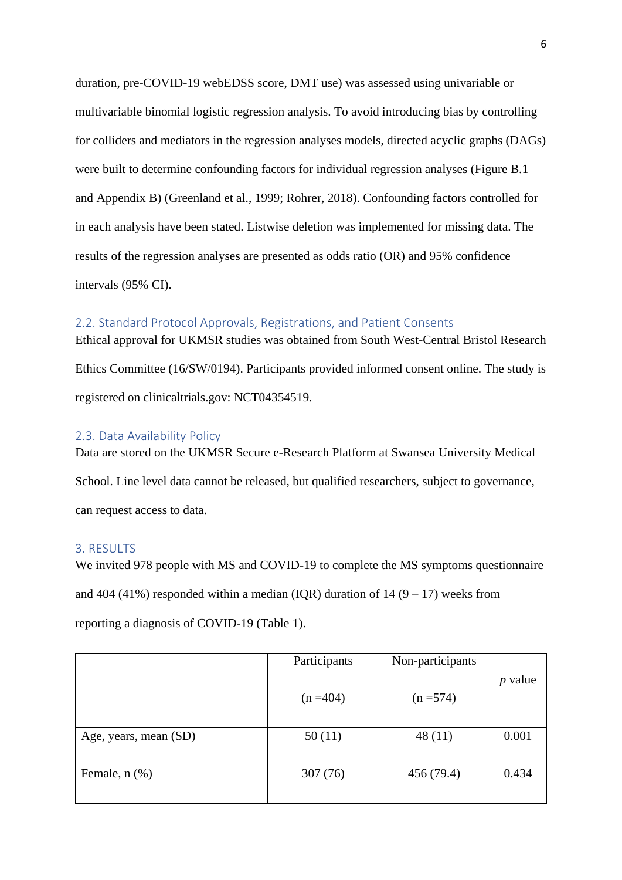duration, pre-COVID-19 webEDSS score, DMT use) was assessed using univariable or multivariable binomial logistic regression analysis. To avoid introducing bias by controlling for colliders and mediators in the regression analyses models, directed acyclic graphs (DAGs) were built to determine confounding factors for individual regression analyses (Figure B.1 and Appendix B) (Greenland et al., 1999; Rohrer, 2018). Confounding factors controlled for in each analysis have been stated. Listwise deletion was implemented for missing data. The results of the regression analyses are presented as odds ratio (OR) and 95% confidence intervals (95% CI).

### 2.2. Standard Protocol Approvals, Registrations, and Patient Consents

Ethical approval for UKMSR studies was obtained from South West-Central Bristol Research Ethics Committee (16/SW/0194). Participants provided informed consent online. The study is registered on clinicaltrials.gov: NCT04354519.

### 2.3. Data Availability Policy

Data are stored on the UKMSR Secure e-Research Platform at Swansea University Medical School. Line level data cannot be released, but qualified researchers, subject to governance, can request access to data.

## 3. RESULTS

We invited 978 people with MS and COVID-19 to complete the MS symptoms questionnaire and 404 (41%) responded within a median (IQR) duration of 14 (9 – 17) weeks from reporting a diagnosis of COVID-19 (Table 1).

| | Participants (n =404) | Non-participants (n =574) | *p* value |
|---|---|---|---|
| Age, years, mean (SD) | 50 (11) | 48 (11) | 0.001 |
| Female, n (%) | 307 (76) | 456 (79.4) | 0.434 |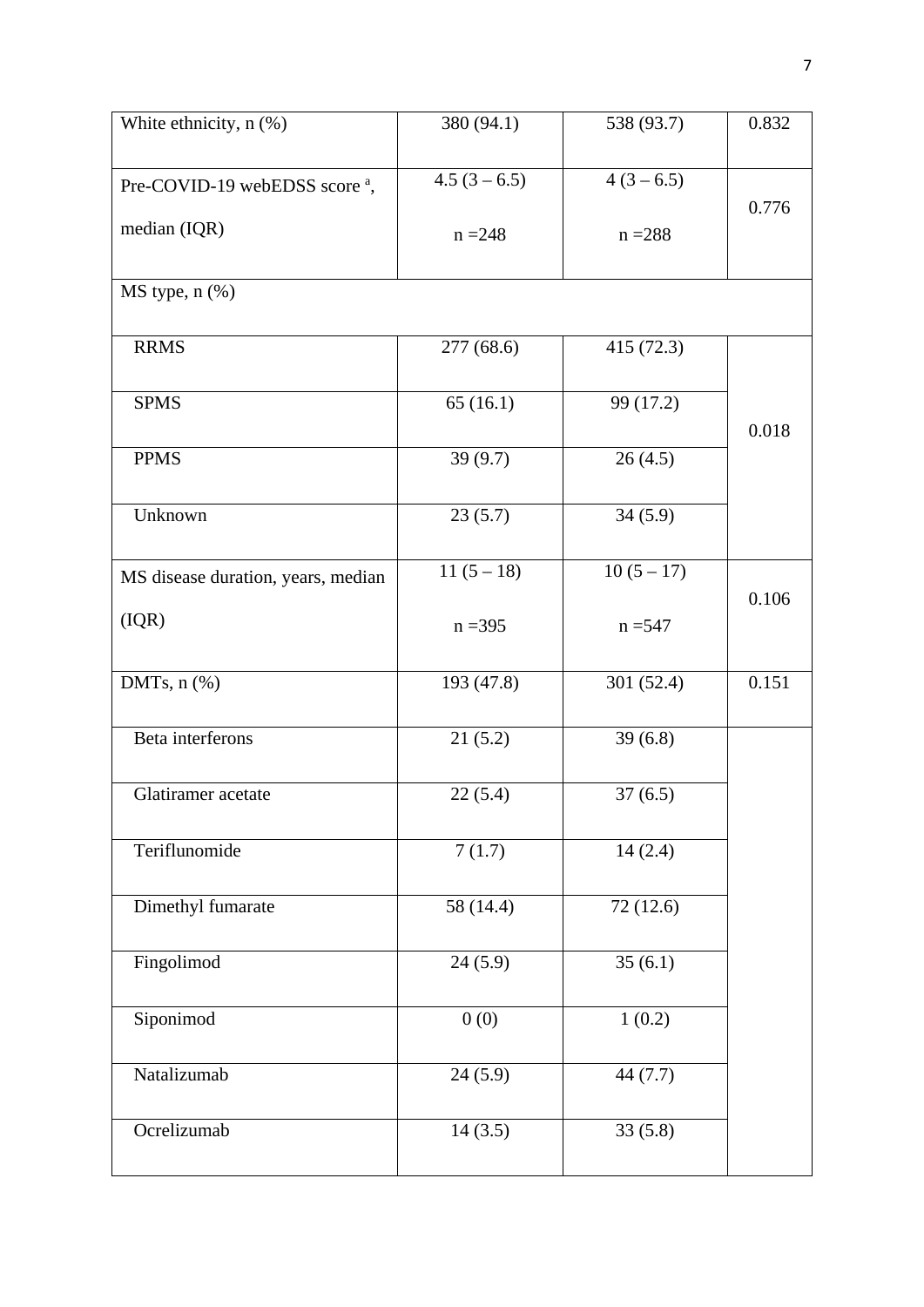| White ethnicity, n (%) | 380 (94.1) | 538 (93.7) | 0.832 |
|---|---|---|---|
| Pre-COVID-19 webEDSS score [a], median (IQR) | 4.5 (3 – 6.5) n =248 | 4 (3 – 6.5) n =288 | 0.776 |
| MS type, n (%) | | | |
| RRMS | 277 (68.6) | 415 (72.3) | 0.018 |
| SPMS | 65 (16.1) | 99 (17.2) | |
| PPMS | 39 (9.7) | 26 (4.5) | |
| Unknown | 23 (5.7) | 34 (5.9) | |
| MS disease duration, years, median (IQR) | 11 (5 – 18) n =395 | 10 (5 – 17) n =547 | 0.106 |
| DMTs, n (%) | 193 (47.8) | 301 (52.4) | 0.151 |
| Beta interferons | 21 (5.2) | 39 (6.8) | |
| Glatiramer acetate | 22 (5.4) | 37 (6.5) | |
| Teriflunomide | 7 (1.7) | 14 (2.4) | |
| Dimethyl fumarate | 58 (14.4) | 72 (12.6) | |
| Fingolimod | 24 (5.9) | 35 (6.1) | |
| Siponimod | 0 (0) | 1 (0.2) | |
| Natalizumab | 24 (5.9) | 44 (7.7) | |
| Ocrelizumab | 14 (3.5) | 33 (5.8) | |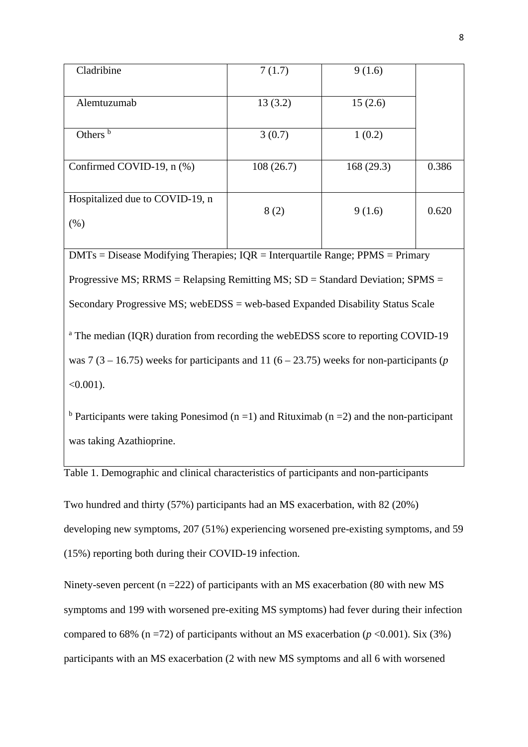| | | | |
|---|---|---|---|
| Cladribine | 7 (1.7) | 9 (1.6) | |
| Alemtuzumab | 13 (3.2) | 15 (2.6) | |
| Others [b] | 3 (0.7) | 1 (0.2) | |
| Confirmed COVID-19, n (%) | 108 (26.7) | 168 (29.3) | 0.386 |
| Hospitalized due to COVID-19, n (%) | 8 (2) | 9 (1.6) | 0.620 |

DMTs = Disease Modifying Therapies; IQR = Interquartile Range; PPMS = Primary Progressive MS; RRMS = Relapsing Remitting MS; SD = Standard Deviation; SPMS = Secondary Progressive MS; webEDSS = web-based Expanded Disability Status Scale

[a] The median (IQR) duration from recording the webEDSS score to reporting COVID-19 was 7 (3 – 16.75) weeks for participants and 11 (6 – 23.75) weeks for non-participants ($p$ <0.001).

[b] Participants were taking Ponesimod (n =1) and Rituximab (n =2) and the non-participant was taking Azathioprine.

Table 1. Demographic and clinical characteristics of participants and non-participants

Two hundred and thirty (57%) participants had an MS exacerbation, with 82 (20%) developing new symptoms, 207 (51%) experiencing worsened pre-existing symptoms, and 59 (15%) reporting both during their COVID-19 infection.

Ninety-seven percent (n =222) of participants with an MS exacerbation (80 with new MS symptoms and 199 with worsened pre-exiting MS symptoms) had fever during their infection compared to 68% (n =72) of participants without an MS exacerbation ($p$ <0.001). Six (3%) participants with an MS exacerbation (2 with new MS symptoms and all 6 with worsened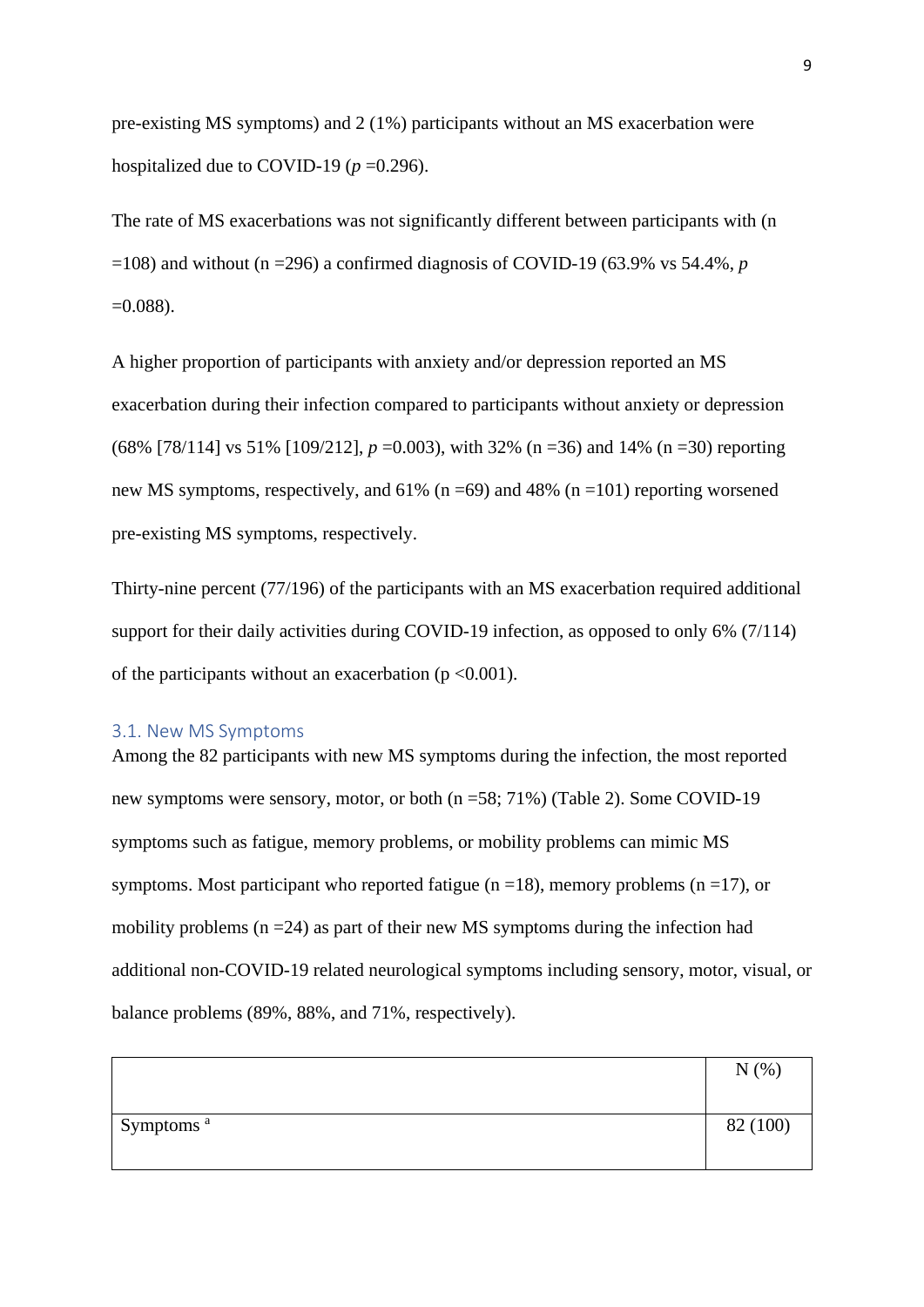pre-existing MS symptoms) and 2 (1%) participants without an MS exacerbation were hospitalized due to COVID-19 ($p$ =0.296).

The rate of MS exacerbations was not significantly different between participants with (n =108) and without (n =296) a confirmed diagnosis of COVID-19 (63.9% vs 54.4%, $p$ =0.088).

A higher proportion of participants with anxiety and/or depression reported an MS exacerbation during their infection compared to participants without anxiety or depression (68% [78/114] vs 51% [109/212], $p$ =0.003), with 32% (n =36) and 14% (n =30) reporting new MS symptoms, respectively, and 61% (n =69) and 48% (n =101) reporting worsened pre-existing MS symptoms, respectively.

Thirty-nine percent (77/196) of the participants with an MS exacerbation required additional support for their daily activities during COVID-19 infection, as opposed to only 6% (7/114) of the participants without an exacerbation ($p$ <0.001).

### 3.1. New MS Symptoms

Among the 82 participants with new MS symptoms during the infection, the most reported new symptoms were sensory, motor, or both (n =58; 71%) (Table 2). Some COVID-19 symptoms such as fatigue, memory problems, or mobility problems can mimic MS symptoms. Most participant who reported fatigue (n =18), memory problems (n =17), or mobility problems (n =24) as part of their new MS symptoms during the infection had additional non-COVID-19 related neurological symptoms including sensory, motor, visual, or balance problems (89%, 88%, and 71%, respectively).

| | N (%) |
|---|---|
| Symptoms [a] | 82 (100) |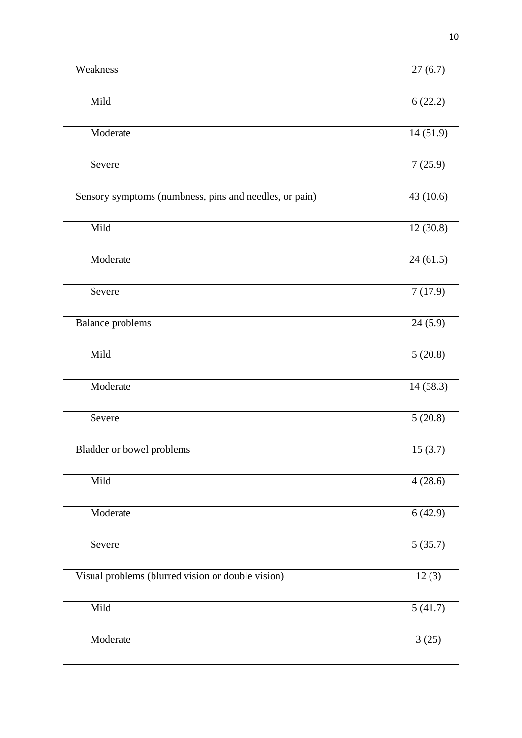| | |
|---|---|
| Weakness | 27 (6.7) |
| Mild | 6 (22.2) |
| Moderate | 14 (51.9) |
| Severe | 7 (25.9) |
| Sensory symptoms (numbness, pins and needles, or pain) | 43 (10.6) |
| Mild | 12 (30.8) |
| Moderate | 24 (61.5) |
| Severe | 7 (17.9) |
| Balance problems | 24 (5.9) |
| Mild | 5 (20.8) |
| Moderate | 14 (58.3) |
| Severe | 5 (20.8) |
| Bladder or bowel problems | 15 (3.7) |
| Mild | 4 (28.6) |
| Moderate | 6 (42.9) |
| Severe | 5 (35.7) |
| Visual problems (blurred vision or double vision) | 12 (3) |
| Mild | 5 (41.7) |
| Moderate | 3 (25) |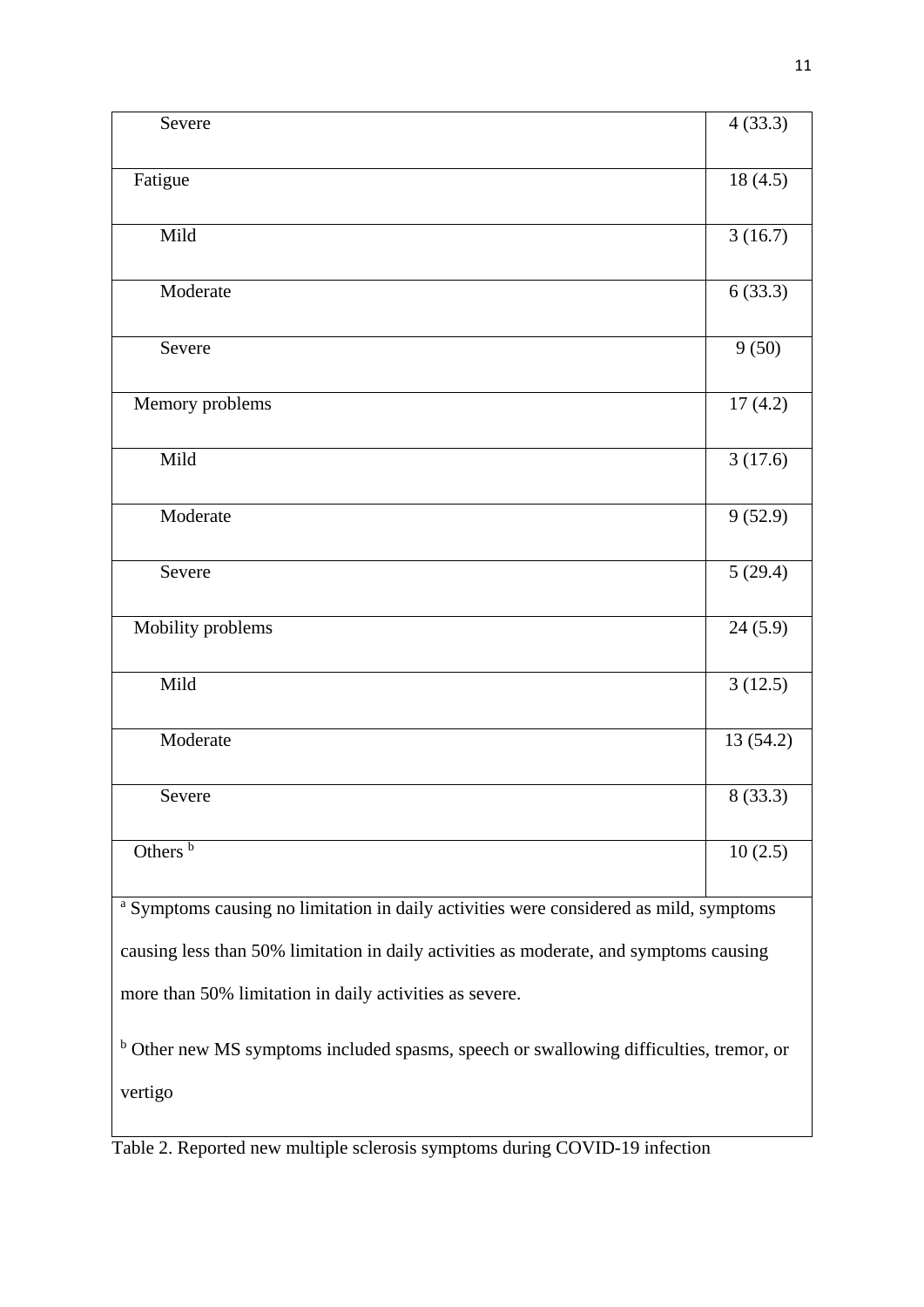| | |
|---|---|
| Severe | 4 (33.3) |
| Fatigue | 18 (4.5) |
| Mild | 3 (16.7) |
| Moderate | 6 (33.3) |
| Severe | 9 (50) |
| Memory problems | 17 (4.2) |
| Mild | 3 (17.6) |
| Moderate | 9 (52.9) |
| Severe | 5 (29.4) |
| Mobility problems | 24 (5.9) |
| Mild | 3 (12.5) |
| Moderate | 13 (54.2) |
| Severe | 8 (33.3) |
| Others [b] | 10 (2.5) |

[a] Symptoms causing no limitation in daily activities were considered as mild, symptoms causing less than 50% limitation in daily activities as moderate, and symptoms causing more than 50% limitation in daily activities as severe.

[b] Other new MS symptoms included spasms, speech or swallowing difficulties, tremor, or vertigo

Table 2. Reported new multiple sclerosis symptoms during COVID-19 infection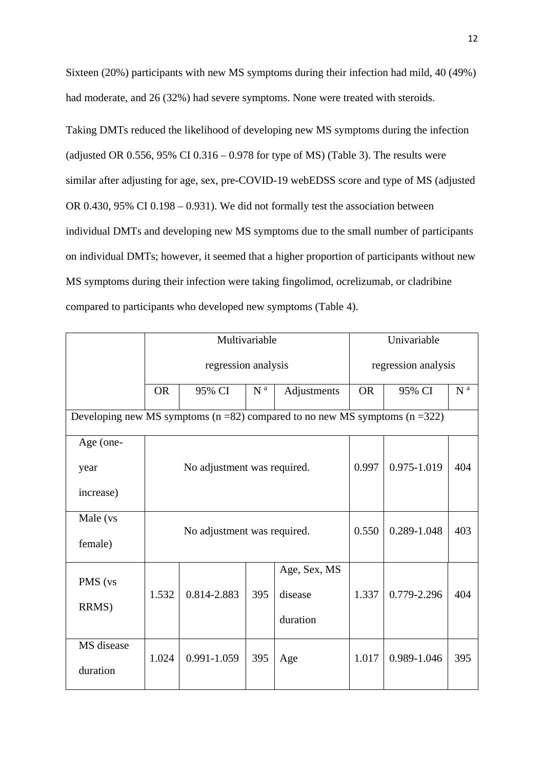Sixteen (20%) participants with new MS symptoms during their infection had mild, 40 (49%) had moderate, and 26 (32%) had severe symptoms. None were treated with steroids.

Taking DMTs reduced the likelihood of developing new MS symptoms during the infection (adjusted OR 0.556, 95% CI 0.316 – 0.978 for type of MS) (Table 3). The results were similar after adjusting for age, sex, pre-COVID-19 webEDSS score and type of MS (adjusted OR 0.430, 95% CI 0.198 – 0.931). We did not formally test the association between individual DMTs and developing new MS symptoms due to the small number of participants on individual DMTs; however, it seemed that a higher proportion of participants without new MS symptoms during their infection were taking fingolimod, ocrelizumab, or cladribine compared to participants who developed new symptoms (Table 4).

| | Multivariable regression analysis | | | | Univariable regression analysis | | |
|---|---|---|---|---|---|---|---|
| | OR | 95% CI | N [a] | Adjustments | OR | 95% CI | N [a] |
| Developing new MS symptoms (n =82) compared to no new MS symptoms (n =322) | | | | | | | |
| Age (one-year increase) | No adjustment was required. | | | | 0.997 | 0.975-1.019 | 404 |
| Male (vs female) | No adjustment was required. | | | | 0.550 | 0.289-1.048 | 403 |
| PMS (vs RRMS) | 1.532 | 0.814-2.883 | 395 | Age, Sex, MS disease duration | 1.337 | 0.779-2.296 | 404 |
| MS disease duration | 1.024 | 0.991-1.059 | 395 | Age | 1.017 | 0.989-1.046 | 395 |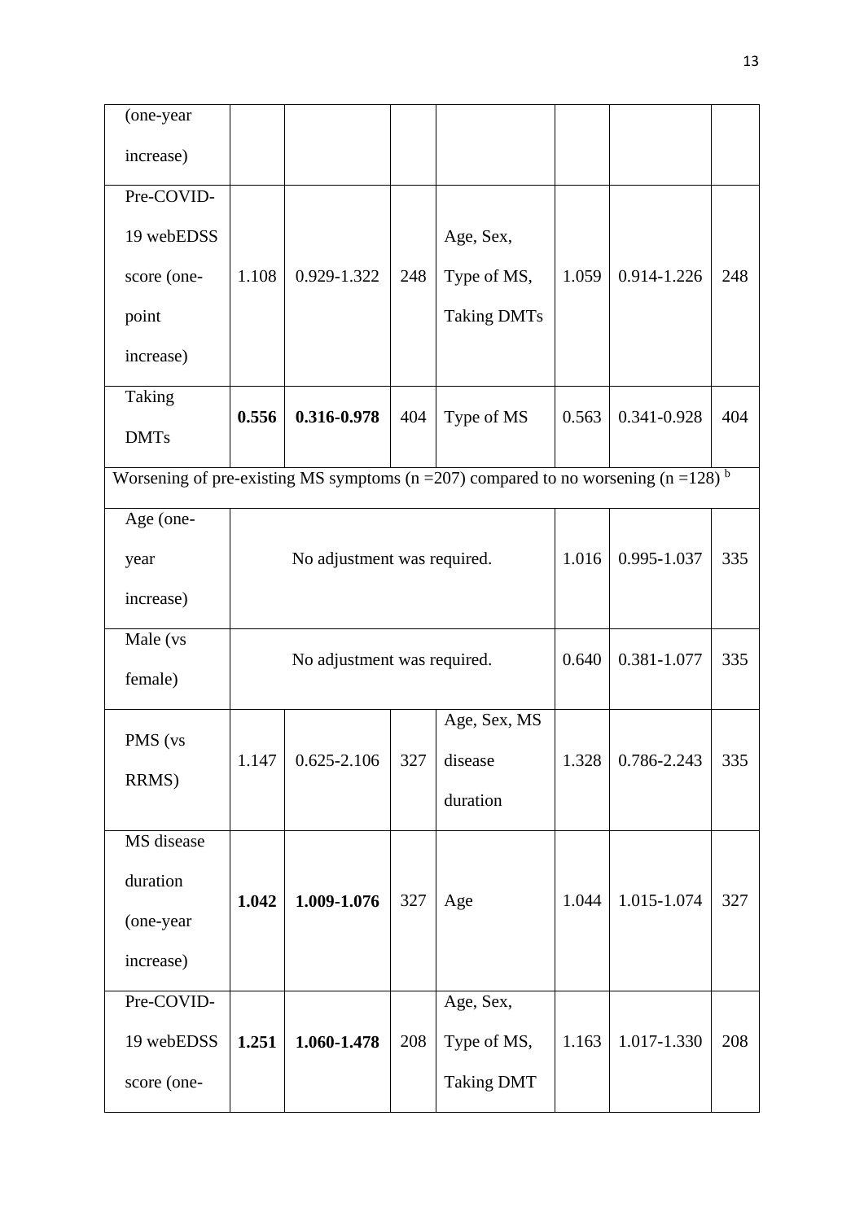| | | | | | | | |
|---|---|---|---|---|---|---|---|
| (one-year increase) | | | | | | | |
| Pre-COVID-19 webEDSS score (one-point increase) | 1.108 | 0.929-1.322 | 248 | Age, Sex, Type of MS, Taking DMTs | 1.059 | 0.914-1.226 | 248 |
| Taking DMTs | **0.556** | **0.316-0.978** | 404 | Type of MS | 0.563 | 0.341-0.928 | 404 |
| Worsening of pre-existing MS symptoms (n =207) compared to no worsening (n =128) [b] | | | | | | | |
| Age (one-year increase) | No adjustment was required. | | | | 1.016 | 0.995-1.037 | 335 |
| Male (vs female) | No adjustment was required. | | | | 0.640 | 0.381-1.077 | 335 |
| PMS (vs RRMS) | 1.147 | 0.625-2.106 | 327 | Age, Sex, MS disease duration | 1.328 | 0.786-2.243 | 335 |
| MS disease duration (one-year increase) | **1.042** | **1.009-1.076** | 327 | Age | 1.044 | 1.015-1.074 | 327 |
| Pre-COVID-19 webEDSS score (one- | **1.251** | **1.060-1.478** | 208 | Age, Sex, Type of MS, Taking DMT | 1.163 | 1.017-1.330 | 208 |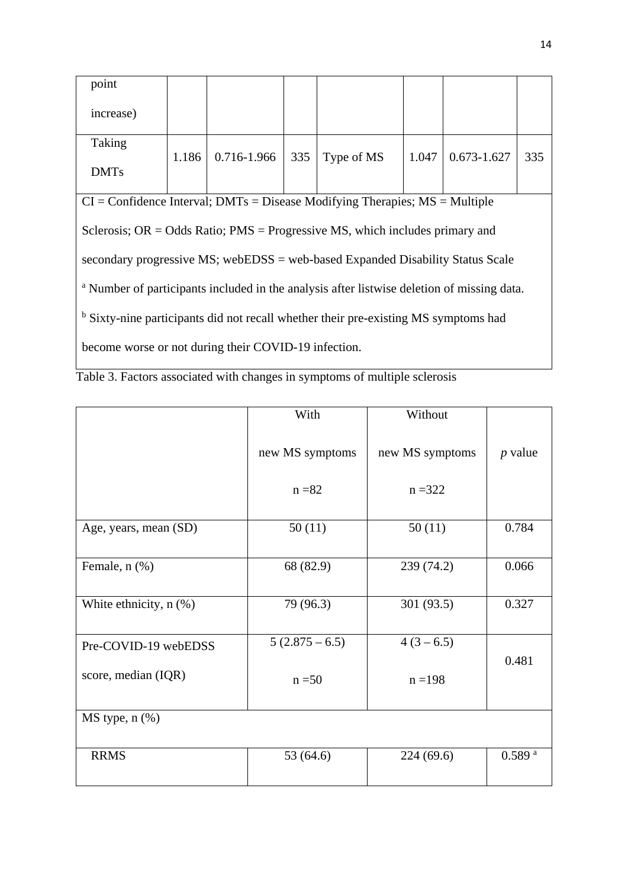| | | | | | | | |
|---|---|---|---|---|---|---|---|
| point increase) | | | | | | | |
| Taking DMTs | 1.186 | 0.716-1.966 | 335 | Type of MS | 1.047 | 0.673-1.627 | 335 |

CI = Confidence Interval; DMTs = Disease Modifying Therapies; MS = Multiple Sclerosis; OR = Odds Ratio; PMS = Progressive MS, which includes primary and secondary progressive MS; webEDSS = web-based Expanded Disability Status Scale

[a] Number of participants included in the analysis after listwise deletion of missing data.

[b] Sixty-nine participants did not recall whether their pre-existing MS symptoms had become worse or not during their COVID-19 infection.

Table 3. Factors associated with changes in symptoms of multiple sclerosis

| | With new MS symptoms n =82 | Without new MS symptoms n =322 | *p* value |
|---|---|---|---|
| Age, years, mean (SD) | 50 (11) | 50 (11) | 0.784 |
| Female, n (%) | 68 (82.9) | 239 (74.2) | 0.066 |
| White ethnicity, n (%) | 79 (96.3) | 301 (93.5) | 0.327 |
| Pre-COVID-19 webEDSS score, median (IQR) | 5 (2.875 – 6.5) n =50 | 4 (3 – 6.5) n =198 | 0.481 |
| MS type, n (%) | | | |
| RRMS | 53 (64.6) | 224 (69.6) | 0.589 [a] |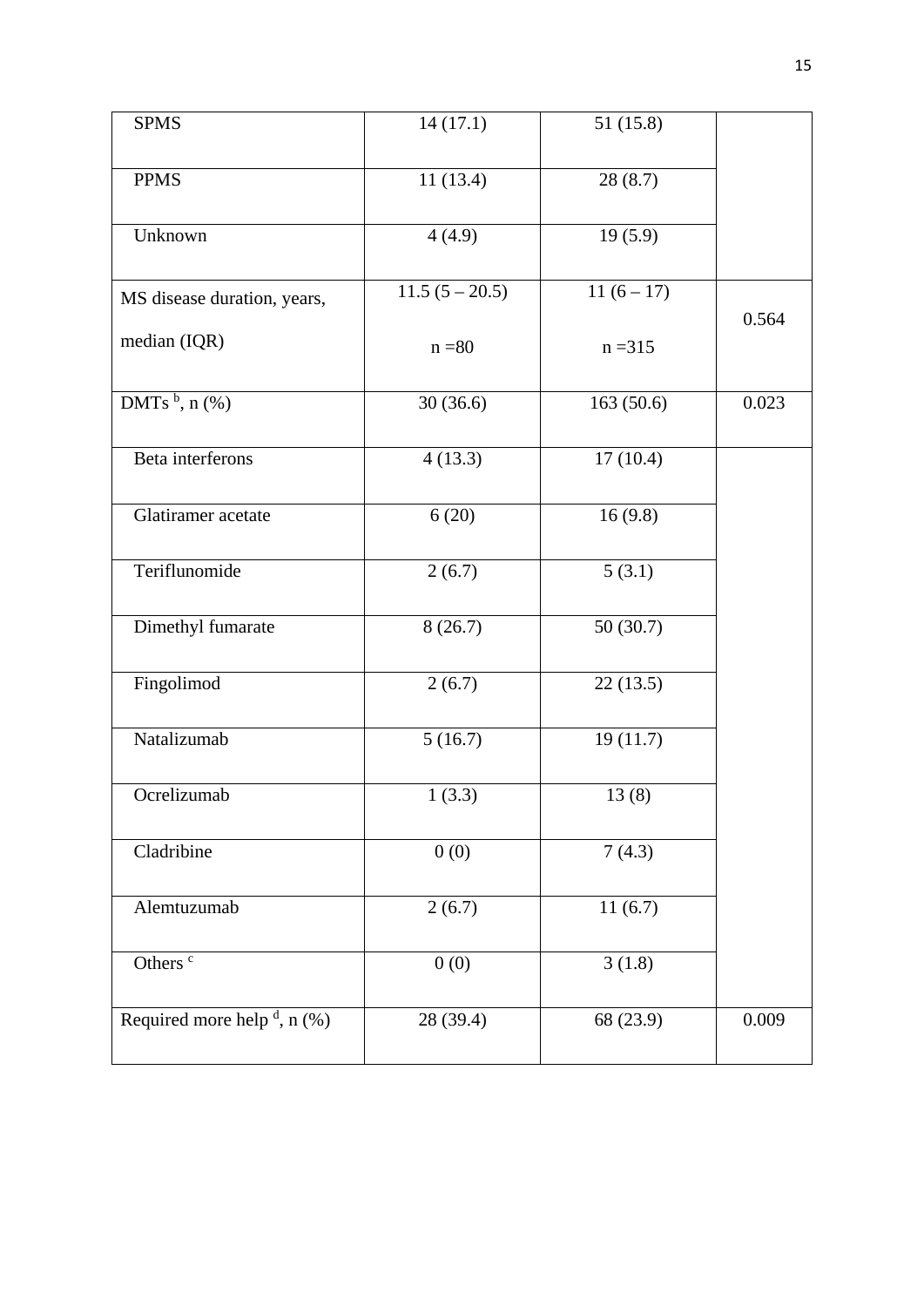| | | | |
|---|---|---|---|
| SPMS | 14 (17.1) | 51 (15.8) | |
| PPMS | 11 (13.4) | 28 (8.7) | |
| Unknown | 4 (4.9) | 19 (5.9) | |
| MS disease duration, years, median (IQR) | 11.5 (5 – 20.5) n =80 | 11 (6 – 17) n =315 | 0.564 |
| DMTs [b], n (%) | 30 (36.6) | 163 (50.6) | 0.023 |
| Beta interferons | 4 (13.3) | 17 (10.4) | |
| Glatiramer acetate | 6 (20) | 16 (9.8) | |
| Teriflunomide | 2 (6.7) | 5 (3.1) | |
| Dimethyl fumarate | 8 (26.7) | 50 (30.7) | |
| Fingolimod | 2 (6.7) | 22 (13.5) | |
| Natalizumab | 5 (16.7) | 19 (11.7) | |
| Ocrelizumab | 1 (3.3) | 13 (8) | |
| Cladribine | 0 (0) | 7 (4.3) | |
| Alemtuzumab | 2 (6.7) | 11 (6.7) | |
| Others [c] | 0 (0) | 3 (1.8) | |
| Required more help [d], n (%) | 28 (39.4) | 68 (23.9) | 0.009 |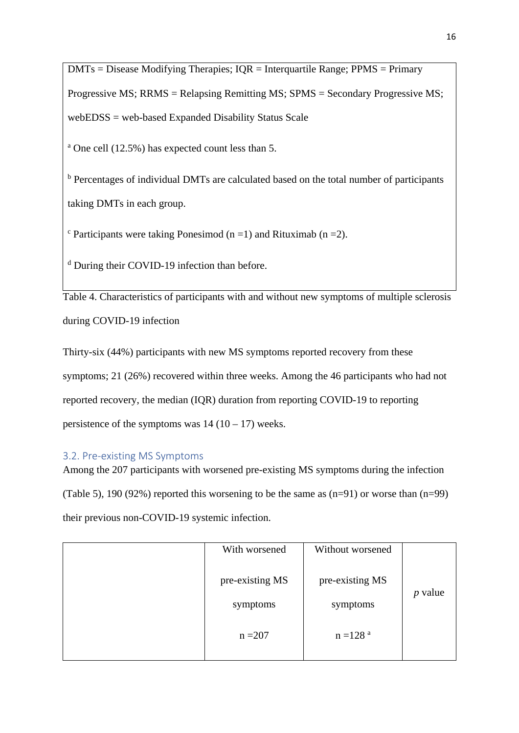DMTs = Disease Modifying Therapies; IQR = Interquartile Range; PPMS = Primary Progressive MS; RRMS = Relapsing Remitting MS; SPMS = Secondary Progressive MS; webEDSS = web-based Expanded Disability Status Scale

[a] One cell (12.5%) has expected count less than 5.

[b] Percentages of individual DMTs are calculated based on the total number of participants taking DMTs in each group.

[c] Participants were taking Ponesimod (n =1) and Rituximab (n =2).

[d] During their COVID-19 infection than before.

Table 4. Characteristics of participants with and without new symptoms of multiple sclerosis during COVID-19 infection

Thirty-six (44%) participants with new MS symptoms reported recovery from these symptoms; 21 (26%) recovered within three weeks. Among the 46 participants who had not reported recovery, the median (IQR) duration from reporting COVID-19 to reporting persistence of the symptoms was 14 (10 – 17) weeks.

### 3.2. Pre-existing MS Symptoms

Among the 207 participants with worsened pre-existing MS symptoms during the infection (Table 5), 190 (92%) reported this worsening to be the same as (n=91) or worse than (n=99) their previous non-COVID-19 systemic infection.

| | With worsened pre-existing MS symptoms n =207 | Without worsened pre-existing MS symptoms n =128 [a] | *p* value |
|---|---|---|---|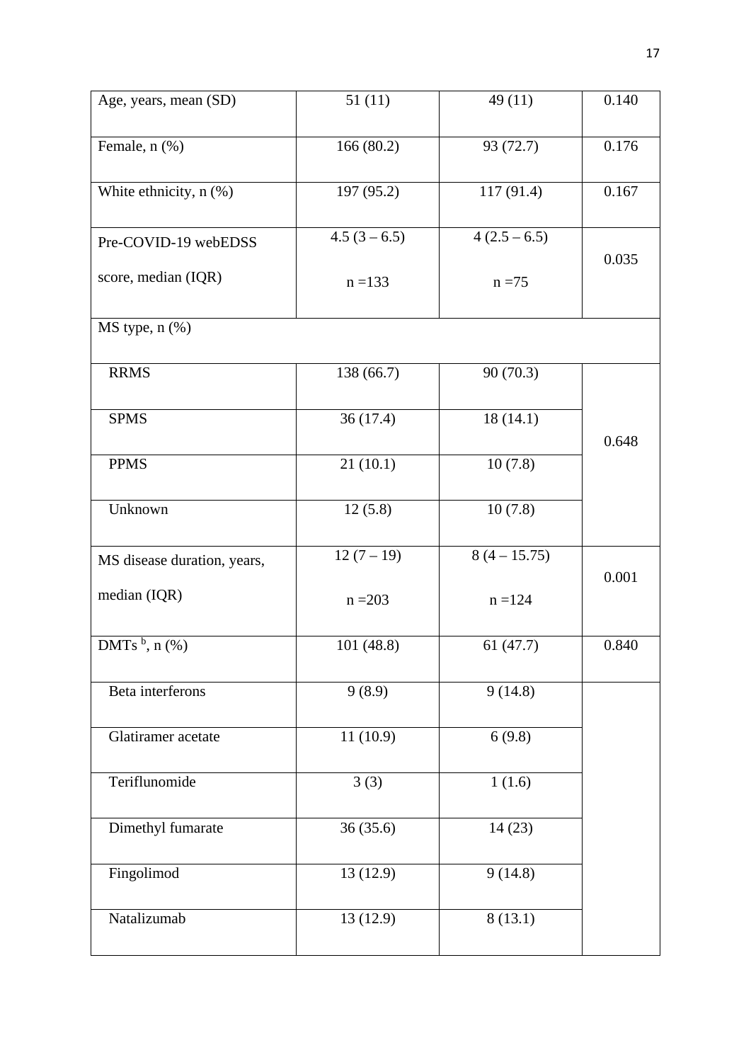| Age, years, mean (SD) | 51 (11) | 49 (11) | 0.140 |
|---|---|---|---|
| Female, n (%) | 166 (80.2) | 93 (72.7) | 0.176 |
| White ethnicity, n (%) | 197 (95.2) | 117 (91.4) | 0.167 |
| Pre-COVID-19 webEDSS score, median (IQR) | 4.5 (3 – 6.5) n =133 | 4 (2.5 – 6.5) n =75 | 0.035 |
| MS type, n (%) | | | |
| RRMS | 138 (66.7) | 90 (70.3) | 0.648 |
| SPMS | 36 (17.4) | 18 (14.1) | |
| PPMS | 21 (10.1) | 10 (7.8) | |
| Unknown | 12 (5.8) | 10 (7.8) | |
| MS disease duration, years, median (IQR) | 12 (7 – 19) n =203 | 8 (4 – 15.75) n =124 | 0.001 |
| DMTs [b], n (%) | 101 (48.8) | 61 (47.7) | 0.840 |
| Beta interferons | 9 (8.9) | 9 (14.8) | |
| Glatiramer acetate | 11 (10.9) | 6 (9.8) | |
| Teriflunomide | 3 (3) | 1 (1.6) | |
| Dimethyl fumarate | 36 (35.6) | 14 (23) | |
| Fingolimod | 13 (12.9) | 9 (14.8) | |
| Natalizumab | 13 (12.9) | 8 (13.1) | |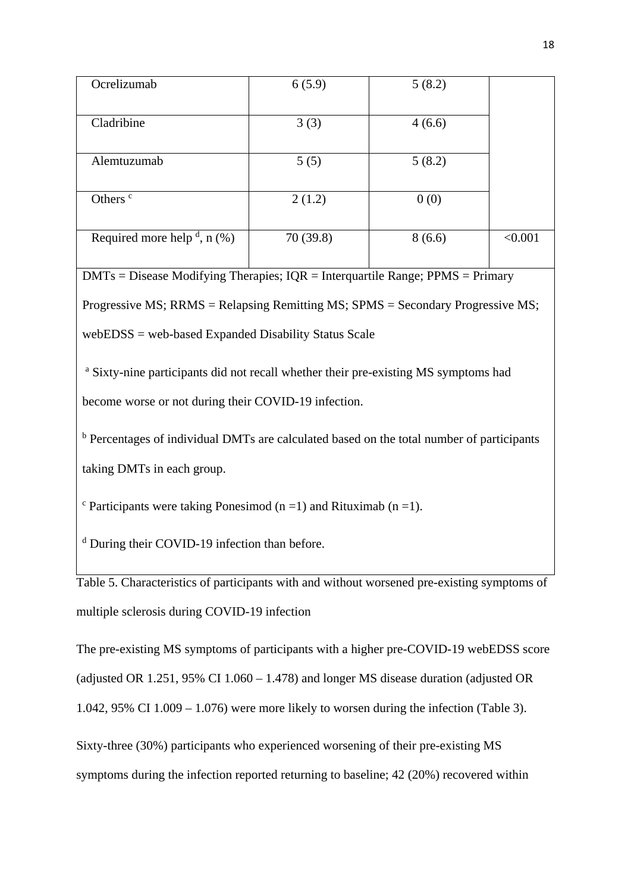| | | | |
|---|---|---|---|
| Ocrelizumab | 6 (5.9) | 5 (8.2) | |
| Cladribine | 3 (3) | 4 (6.6) | |
| Alemtuzumab | 5 (5) | 5 (8.2) | |
| Others [c] | 2 (1.2) | 0 (0) | |
| Required more help [d], n (%) | 70 (39.8) | 8 (6.6) | <0.001 |

DMTs = Disease Modifying Therapies; IQR = Interquartile Range; PPMS = Primary Progressive MS; RRMS = Relapsing Remitting MS; SPMS = Secondary Progressive MS; webEDSS = web-based Expanded Disability Status Scale

[a] Sixty-nine participants did not recall whether their pre-existing MS symptoms had become worse or not during their COVID-19 infection.

[b] Percentages of individual DMTs are calculated based on the total number of participants taking DMTs in each group.

[c] Participants were taking Ponesimod (n =1) and Rituximab (n =1).

[d] During their COVID-19 infection than before.

Table 5. Characteristics of participants with and without worsened pre-existing symptoms of multiple sclerosis during COVID-19 infection

The pre-existing MS symptoms of participants with a higher pre-COVID-19 webEDSS score (adjusted OR 1.251, 95% CI 1.060 – 1.478) and longer MS disease duration (adjusted OR 1.042, 95% CI 1.009 – 1.076) were more likely to worsen during the infection (Table 3).

Sixty-three (30%) participants who experienced worsening of their pre-existing MS symptoms during the infection reported returning to baseline; 42 (20%) recovered within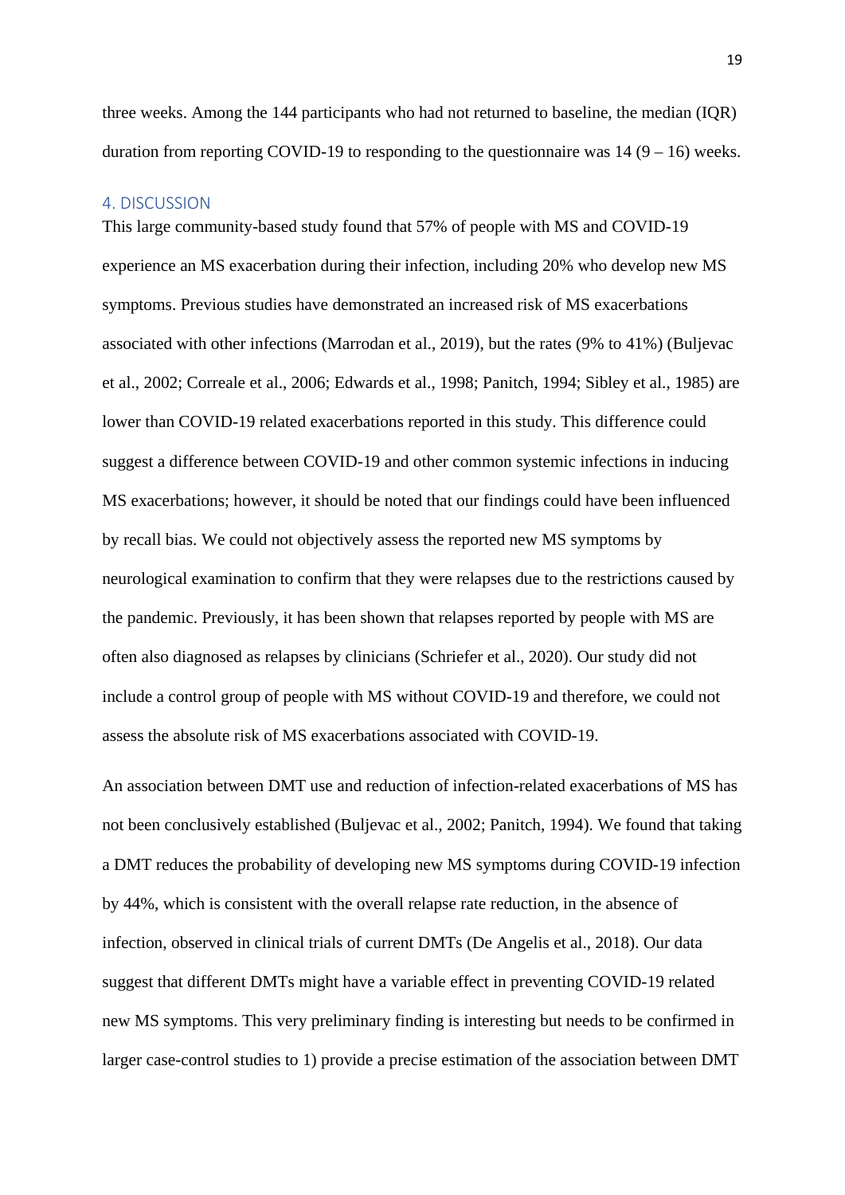three weeks. Among the 144 participants who had not returned to baseline, the median (IQR) duration from reporting COVID-19 to responding to the questionnaire was 14 (9 – 16) weeks.

## 4. DISCUSSION

This large community-based study found that 57% of people with MS and COVID-19 experience an MS exacerbation during their infection, including 20% who develop new MS symptoms. Previous studies have demonstrated an increased risk of MS exacerbations associated with other infections (Marrodan et al., 2019), but the rates (9% to 41%) (Buljevac et al., 2002; Correale et al., 2006; Edwards et al., 1998; Panitch, 1994; Sibley et al., 1985) are lower than COVID-19 related exacerbations reported in this study. This difference could suggest a difference between COVID-19 and other common systemic infections in inducing MS exacerbations; however, it should be noted that our findings could have been influenced by recall bias. We could not objectively assess the reported new MS symptoms by neurological examination to confirm that they were relapses due to the restrictions caused by the pandemic. Previously, it has been shown that relapses reported by people with MS are often also diagnosed as relapses by clinicians (Schriefer et al., 2020). Our study did not include a control group of people with MS without COVID-19 and therefore, we could not assess the absolute risk of MS exacerbations associated with COVID-19.

An association between DMT use and reduction of infection-related exacerbations of MS has not been conclusively established (Buljevac et al., 2002; Panitch, 1994). We found that taking a DMT reduces the probability of developing new MS symptoms during COVID-19 infection by 44%, which is consistent with the overall relapse rate reduction, in the absence of infection, observed in clinical trials of current DMTs (De Angelis et al., 2018). Our data suggest that different DMTs might have a variable effect in preventing COVID-19 related new MS symptoms. This very preliminary finding is interesting but needs to be confirmed in larger case-control studies to 1) provide a precise estimation of the association between DMT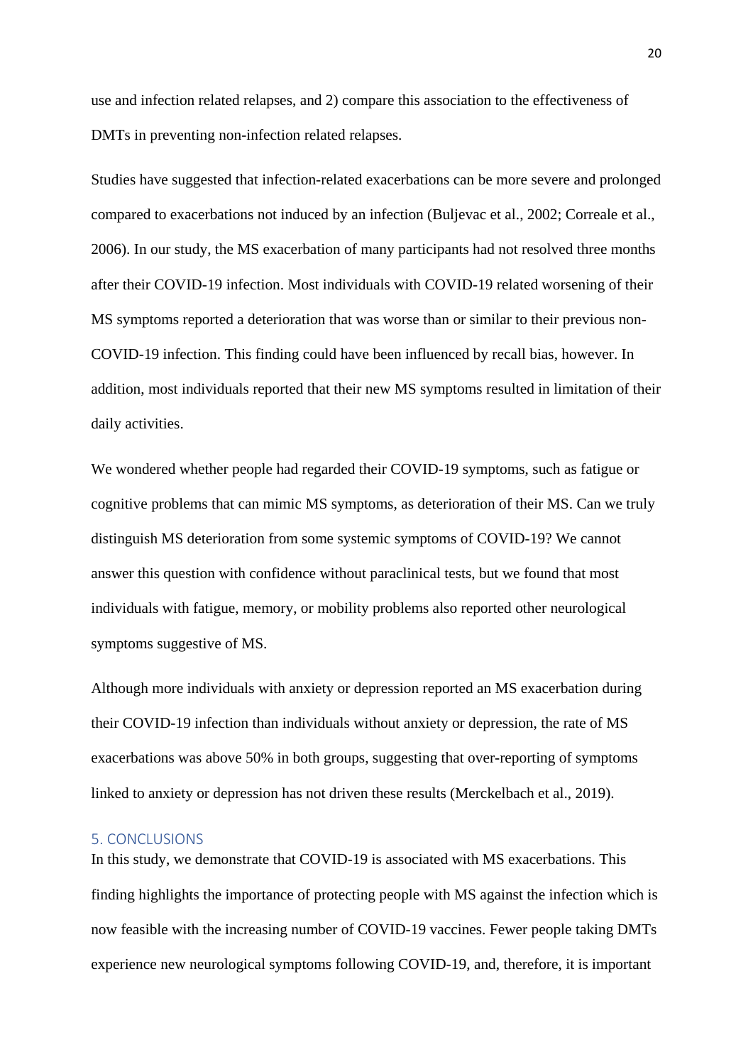use and infection related relapses, and 2) compare this association to the effectiveness of DMTs in preventing non-infection related relapses.

Studies have suggested that infection-related exacerbations can be more severe and prolonged compared to exacerbations not induced by an infection (Buljevac et al., 2002; Correale et al., 2006). In our study, the MS exacerbation of many participants had not resolved three months after their COVID-19 infection. Most individuals with COVID-19 related worsening of their MS symptoms reported a deterioration that was worse than or similar to their previous non-COVID-19 infection. This finding could have been influenced by recall bias, however. In addition, most individuals reported that their new MS symptoms resulted in limitation of their daily activities.

We wondered whether people had regarded their COVID-19 symptoms, such as fatigue or cognitive problems that can mimic MS symptoms, as deterioration of their MS. Can we truly distinguish MS deterioration from some systemic symptoms of COVID-19? We cannot answer this question with confidence without paraclinical tests, but we found that most individuals with fatigue, memory, or mobility problems also reported other neurological symptoms suggestive of MS.

Although more individuals with anxiety or depression reported an MS exacerbation during their COVID-19 infection than individuals without anxiety or depression, the rate of MS exacerbations was above 50% in both groups, suggesting that over-reporting of symptoms linked to anxiety or depression has not driven these results (Merckelbach et al., 2019).

## 5. CONCLUSIONS

In this study, we demonstrate that COVID-19 is associated with MS exacerbations. This finding highlights the importance of protecting people with MS against the infection which is now feasible with the increasing number of COVID-19 vaccines. Fewer people taking DMTs experience new neurological symptoms following COVID-19, and, therefore, it is important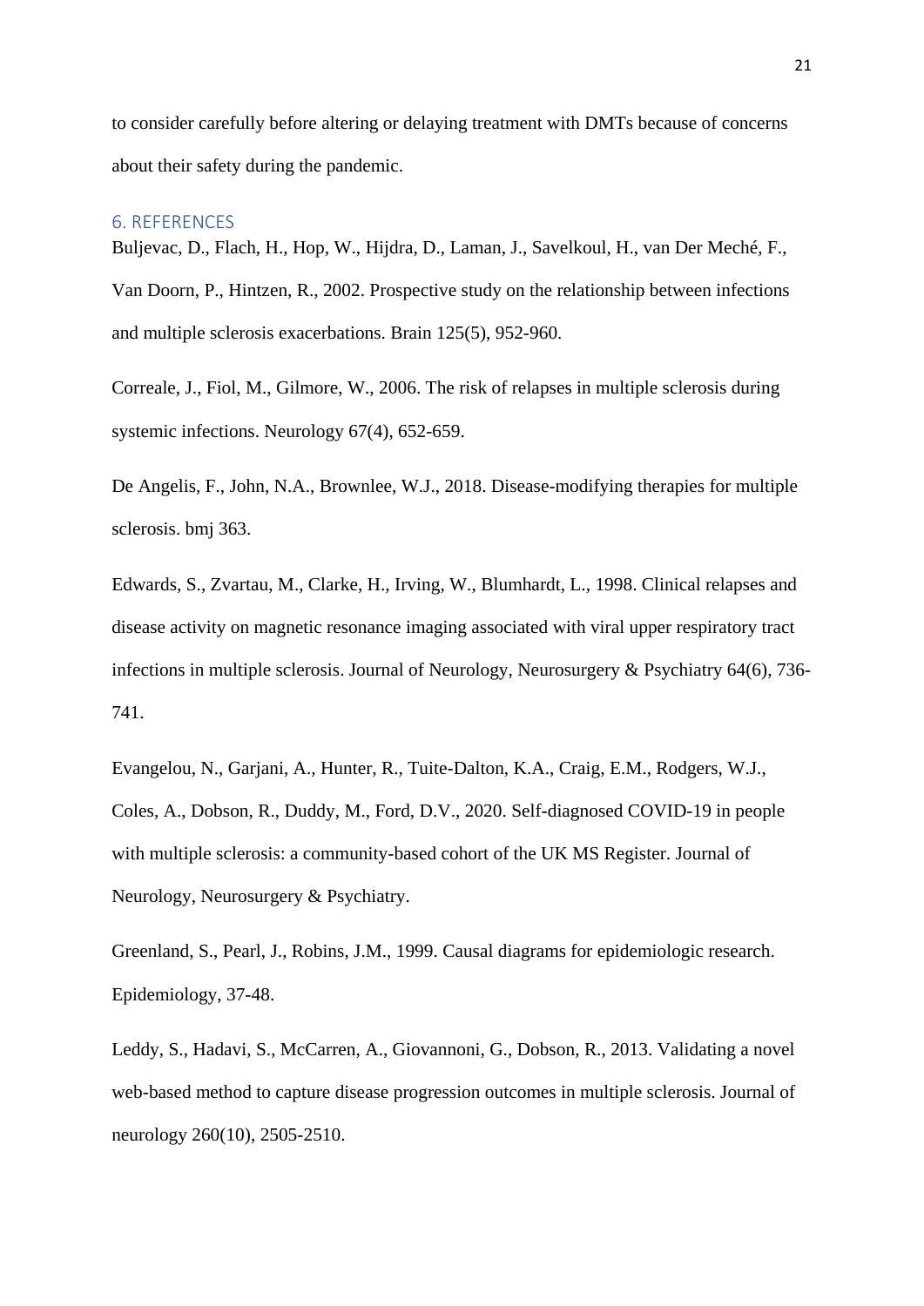to consider carefully before altering or delaying treatment with DMTs because of concerns about their safety during the pandemic.

## 6. REFERENCES

Buljevac, D., Flach, H., Hop, W., Hijdra, D., Laman, J., Savelkoul, H., van Der Meché, F., Van Doorn, P., Hintzen, R., 2002. Prospective study on the relationship between infections and multiple sclerosis exacerbations. Brain 125(5), 952-960.

Correale, J., Fiol, M., Gilmore, W., 2006. The risk of relapses in multiple sclerosis during systemic infections. Neurology 67(4), 652-659.

De Angelis, F., John, N.A., Brownlee, W.J., 2018. Disease-modifying therapies for multiple sclerosis. bmj 363.

Edwards, S., Zvartau, M., Clarke, H., Irving, W., Blumhardt, L., 1998. Clinical relapses and disease activity on magnetic resonance imaging associated with viral upper respiratory tract infections in multiple sclerosis. Journal of Neurology, Neurosurgery & Psychiatry 64(6), 736-741.

Evangelou, N., Garjani, A., Hunter, R., Tuite-Dalton, K.A., Craig, E.M., Rodgers, W.J., Coles, A., Dobson, R., Duddy, M., Ford, D.V., 2020. Self-diagnosed COVID-19 in people with multiple sclerosis: a community-based cohort of the UK MS Register. Journal of Neurology, Neurosurgery & Psychiatry.

Greenland, S., Pearl, J., Robins, J.M., 1999. Causal diagrams for epidemiologic research. Epidemiology, 37-48.

Leddy, S., Hadavi, S., McCarren, A., Giovannoni, G., Dobson, R., 2013. Validating a novel web-based method to capture disease progression outcomes in multiple sclerosis. Journal of neurology 260(10), 2505-2510.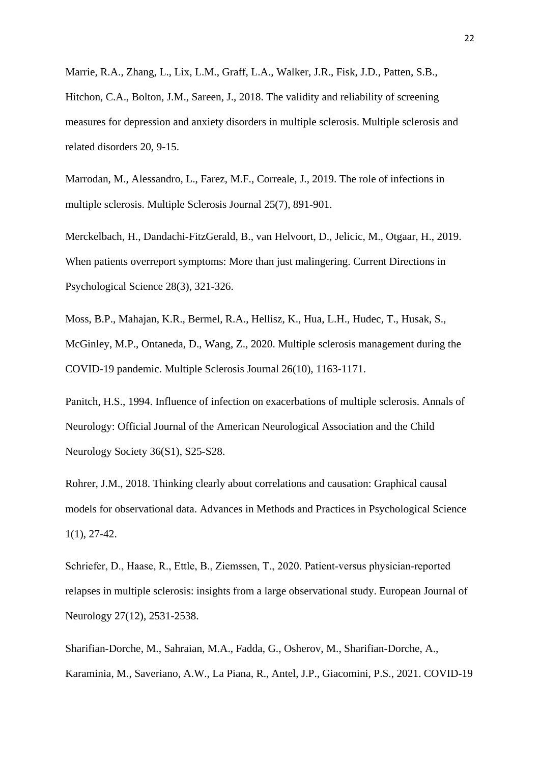Marrie, R.A., Zhang, L., Lix, L.M., Graff, L.A., Walker, J.R., Fisk, J.D., Patten, S.B., Hitchon, C.A., Bolton, J.M., Sareen, J., 2018. The validity and reliability of screening measures for depression and anxiety disorders in multiple sclerosis. Multiple sclerosis and related disorders 20, 9-15.

Marrodan, M., Alessandro, L., Farez, M.F., Correale, J., 2019. The role of infections in multiple sclerosis. Multiple Sclerosis Journal 25(7), 891-901.

Merckelbach, H., Dandachi-FitzGerald, B., van Helvoort, D., Jelicic, M., Otgaar, H., 2019. When patients overreport symptoms: More than just malingering. Current Directions in Psychological Science 28(3), 321-326.

Moss, B.P., Mahajan, K.R., Bermel, R.A., Hellisz, K., Hua, L.H., Hudec, T., Husak, S., McGinley, M.P., Ontaneda, D., Wang, Z., 2020. Multiple sclerosis management during the COVID-19 pandemic. Multiple Sclerosis Journal 26(10), 1163-1171.

Panitch, H.S., 1994. Influence of infection on exacerbations of multiple sclerosis. Annals of Neurology: Official Journal of the American Neurological Association and the Child Neurology Society 36(S1), S25-S28.

Rohrer, J.M., 2018. Thinking clearly about correlations and causation: Graphical causal models for observational data. Advances in Methods and Practices in Psychological Science 1(1), 27-42.

Schriefer, D., Haase, R., Ettle, B., Ziemssen, T., 2020. Patient-versus physician-reported relapses in multiple sclerosis: insights from a large observational study. European Journal of Neurology 27(12), 2531-2538.

Sharifian-Dorche, M., Sahraian, M.A., Fadda, G., Osherov, M., Sharifian-Dorche, A., Karaminia, M., Saveriano, A.W., La Piana, R., Antel, J.P., Giacomini, P.S., 2021. COVID-19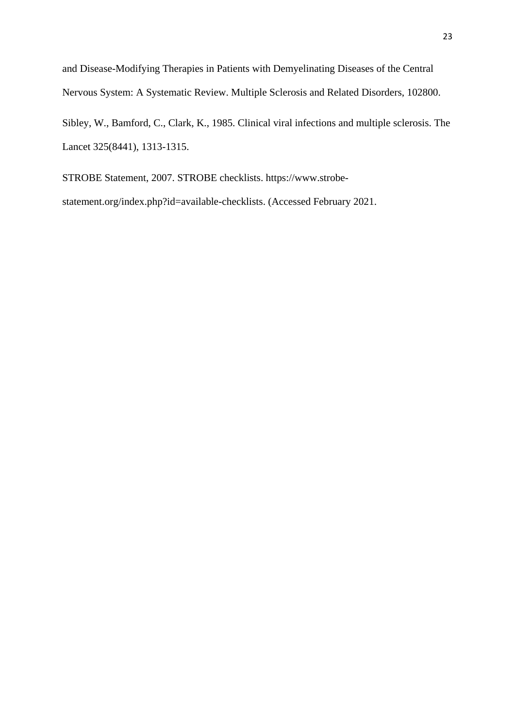and Disease-Modifying Therapies in Patients with Demyelinating Diseases of the Central Nervous System: A Systematic Review. Multiple Sclerosis and Related Disorders, 102800.

Sibley, W., Bamford, C., Clark, K., 1985. Clinical viral infections and multiple sclerosis. The Lancet 325(8441), 1313-1315.

STROBE Statement, 2007. STROBE checklists. https://www.strobe-statement.org/index.php?id=available-checklists. (Accessed February 2021.